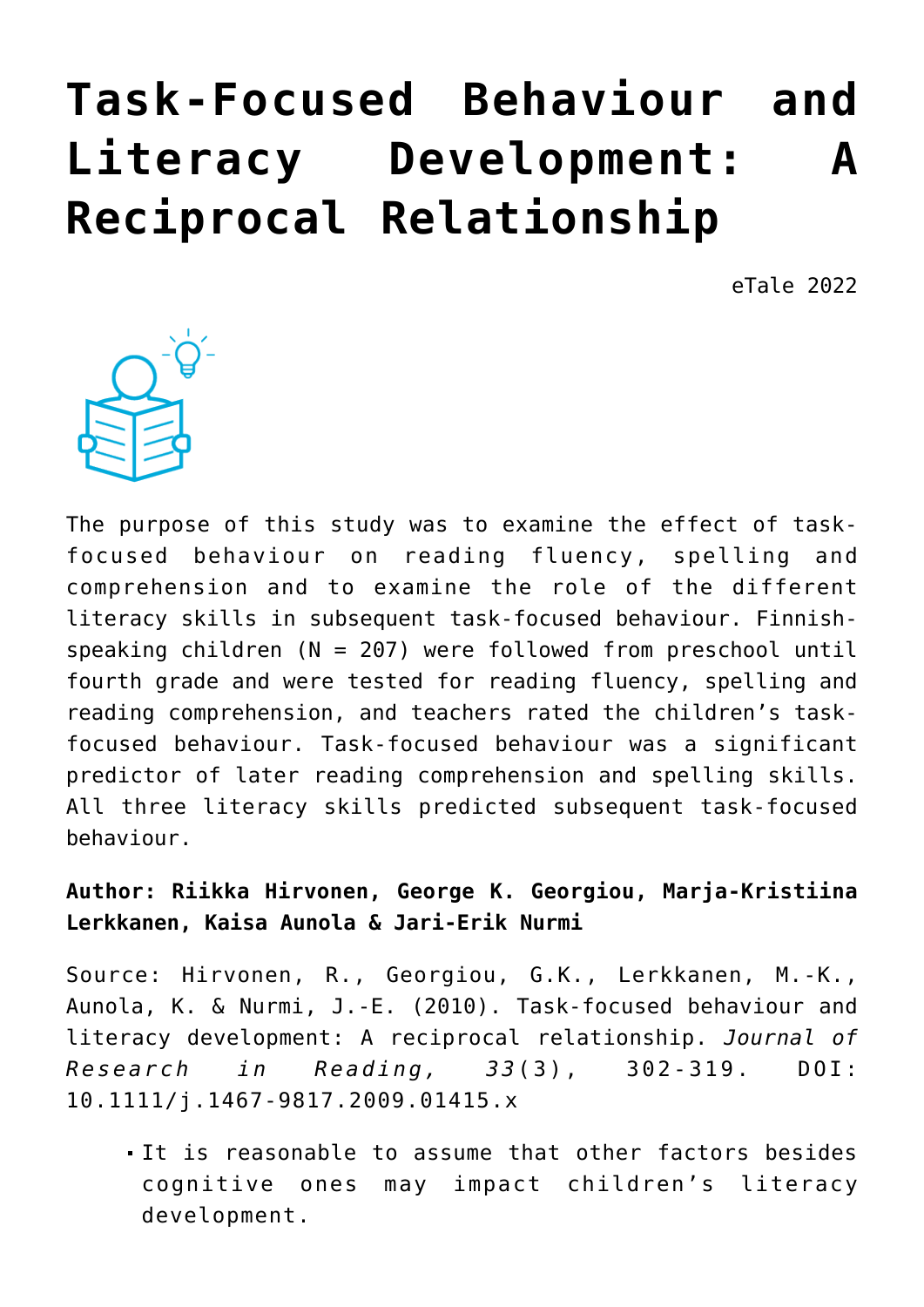# Task-Focused Behaviour and Literacy Development: A Reciprocal Relationship

eTale 2022

The purpose of this study was to examine the effect of task-focused behaviour on reading fluency, spelling and comprehension and to examine the role of the different literacy skills in subsequent task-focused behaviour. Finnish-speaking children (N = 207) were followed from preschool until fourth grade and were tested for reading fluency, spelling and reading comprehension, and teachers rated the children's task-focused behaviour. Task-focused behaviour was a significant predictor of later reading comprehension and spelling skills. All three literacy skills predicted subsequent task-focused behaviour.

**Author: Riikka Hirvonen, George K. Georgiou, Marja-Kristiina Lerkkanen, Kaisa Aunola & Jari-Erik Nurmi**

Source: Hirvonen, R., Georgiou, G.K., Lerkkanen, M.-K., Aunola, K. & Nurmi, J.-E. (2010). Task-focused behaviour and literacy development: A reciprocal relationship. *Journal of Research in Reading, 33*(3), 302-319. DOI: 10.1111/j.1467-9817.2009.01415.x

- It is reasonable to assume that other factors besides cognitive ones may impact children's literacy development.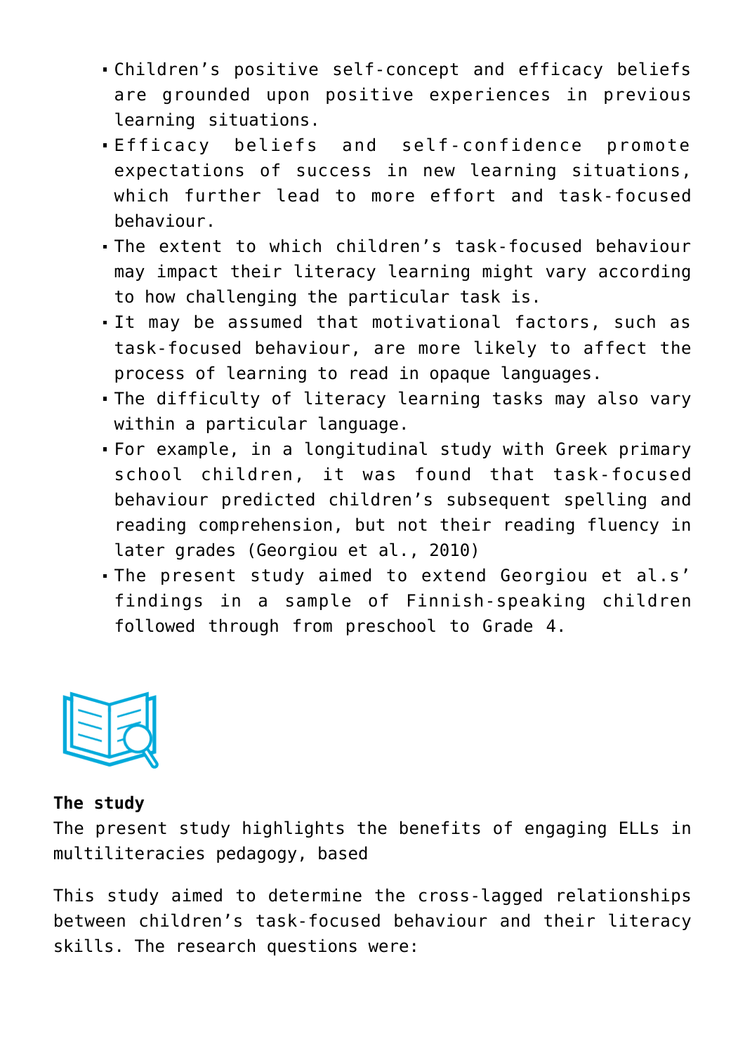- Children's positive self-concept and efficacy beliefs are grounded upon positive experiences in previous learning situations.
- Efficacy beliefs and self-confidence promote expectations of success in new learning situations, which further lead to more effort and task-focused behaviour.
- The extent to which children's task-focused behaviour may impact their literacy learning might vary according to how challenging the particular task is.
- It may be assumed that motivational factors, such as task-focused behaviour, are more likely to affect the process of learning to read in opaque languages.
- The difficulty of literacy learning tasks may also vary within a particular language.
- For example, in a longitudinal study with Greek primary school children, it was found that task-focused behaviour predicted children's subsequent spelling and reading comprehension, but not their reading fluency in later grades (Georgiou et al., 2010)
- The present study aimed to extend Georgiou et al.s' findings in a sample of Finnish-speaking children followed through from preschool to Grade 4.

**The study**
The present study highlights the benefits of engaging ELLs in multiliteracies pedagogy, based

This study aimed to determine the cross-lagged relationships between children's task-focused behaviour and their literacy skills. The research questions were: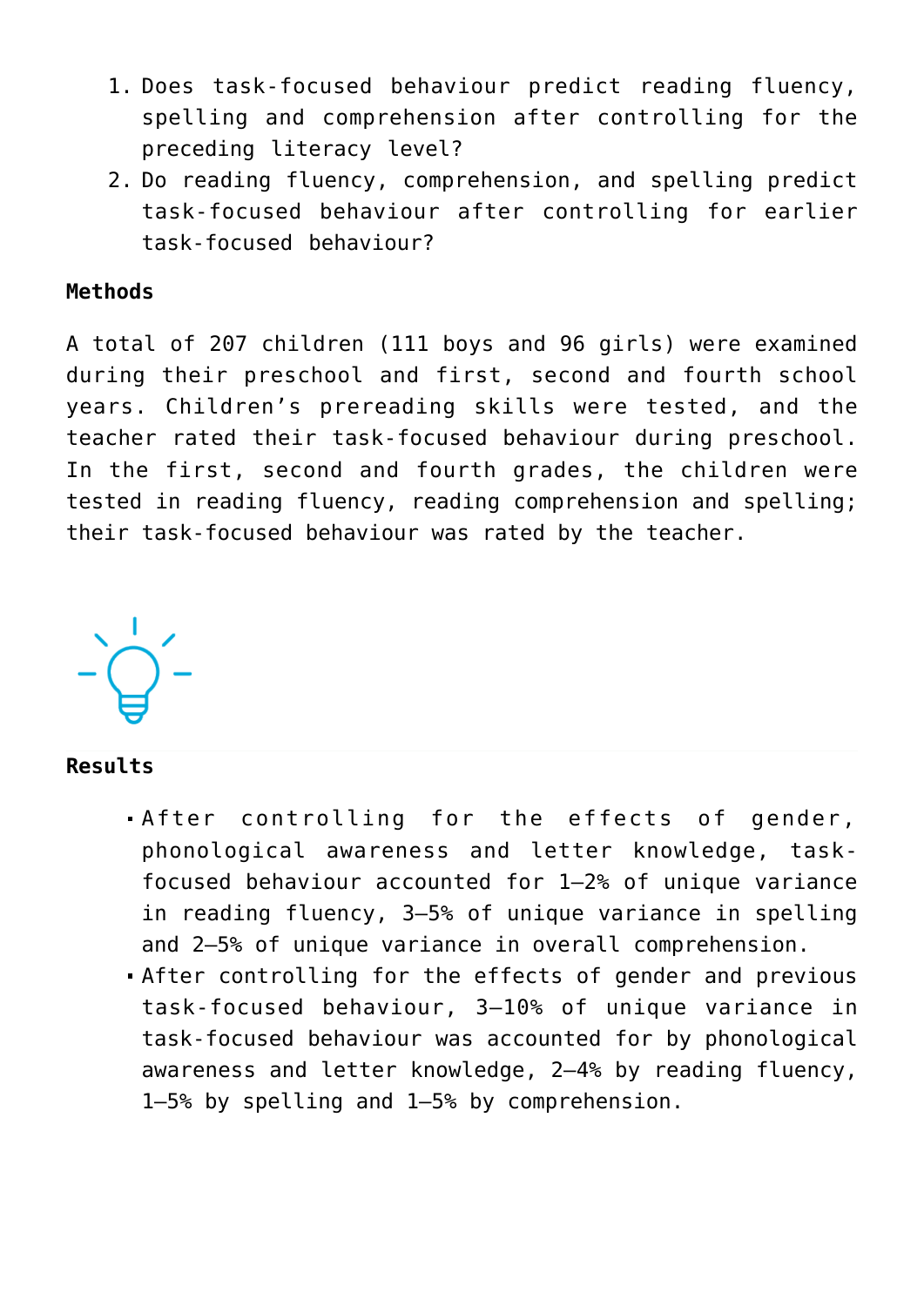1. Does task-focused behaviour predict reading fluency, spelling and comprehension after controlling for the preceding literacy level?
2. Do reading fluency, comprehension, and spelling predict task-focused behaviour after controlling for earlier task-focused behaviour?

**Methods**

A total of 207 children (111 boys and 96 girls) were examined during their preschool and first, second and fourth school years. Children's prereading skills were tested, and the teacher rated their task-focused behaviour during preschool. In the first, second and fourth grades, the children were tested in reading fluency, reading comprehension and spelling; their task-focused behaviour was rated by the teacher.

**Results**

- After controlling for the effects of gender, phonological awareness and letter knowledge, task-focused behaviour accounted for 1–2% of unique variance in reading fluency, 3–5% of unique variance in spelling and 2–5% of unique variance in overall comprehension.
- After controlling for the effects of gender and previous task-focused behaviour, 3–10% of unique variance in task-focused behaviour was accounted for by phonological awareness and letter knowledge, 2–4% by reading fluency, 1–5% by spelling and 1–5% by comprehension.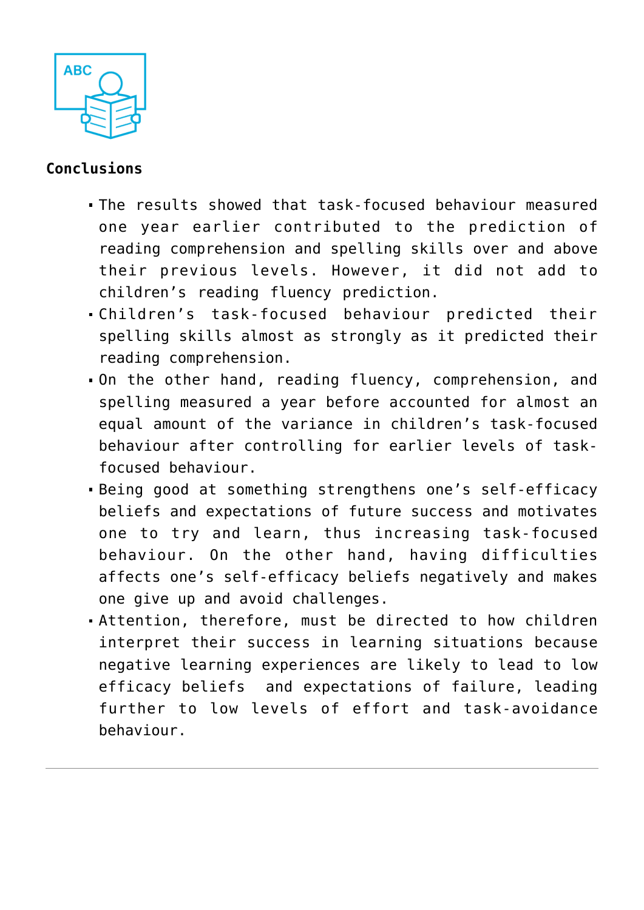**Conclusions**

- The results showed that task-focused behaviour measured one year earlier contributed to the prediction of reading comprehension and spelling skills over and above their previous levels. However, it did not add to children's reading fluency prediction.
- Children's task-focused behaviour predicted their spelling skills almost as strongly as it predicted their reading comprehension.
- On the other hand, reading fluency, comprehension, and spelling measured a year before accounted for almost an equal amount of the variance in children's task-focused behaviour after controlling for earlier levels of task-focused behaviour.
- Being good at something strengthens one's self-efficacy beliefs and expectations of future success and motivates one to try and learn, thus increasing task-focused behaviour. On the other hand, having difficulties affects one's self-efficacy beliefs negatively and makes one give up and avoid challenges.
- Attention, therefore, must be directed to how children interpret their success in learning situations because negative learning experiences are likely to lead to low efficacy beliefs and expectations of failure, leading further to low levels of effort and task-avoidance behaviour.

---